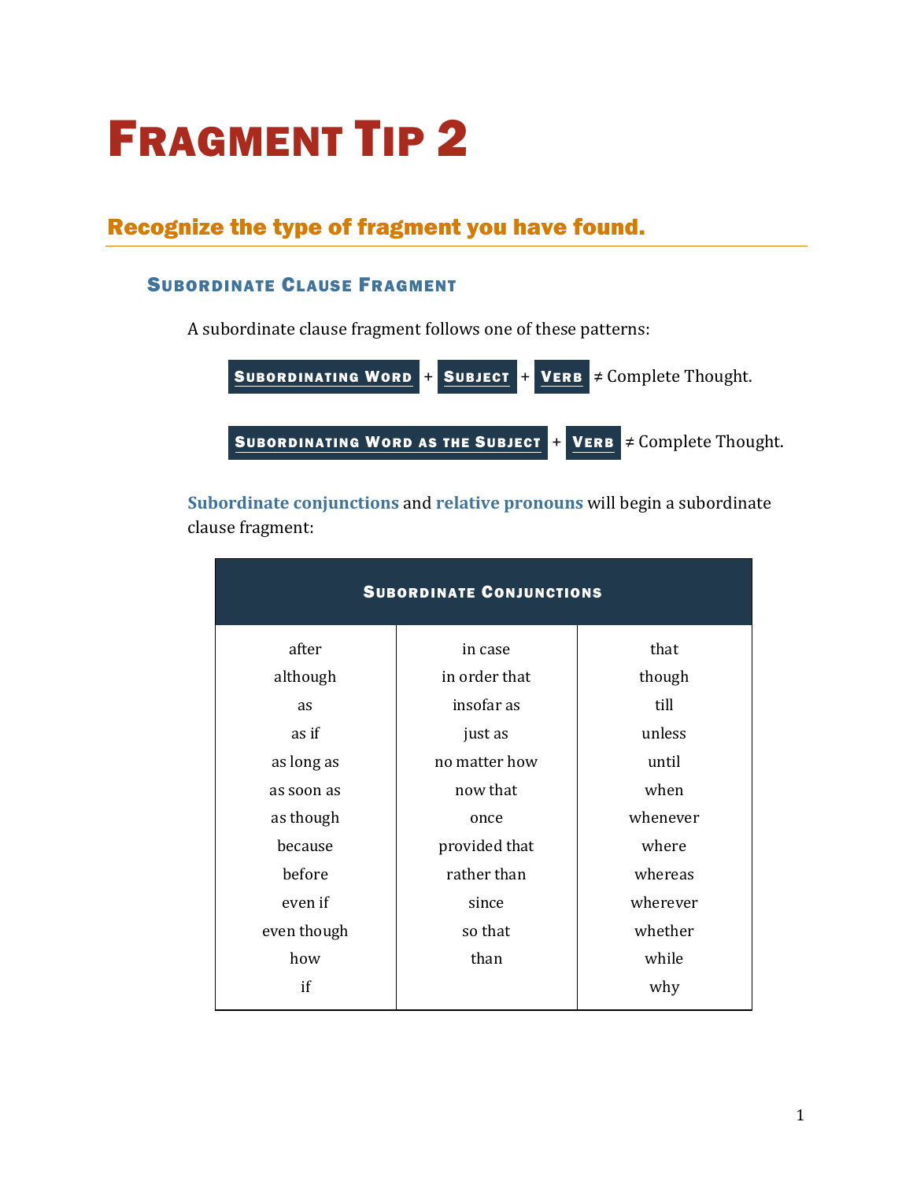# Fragment Tip 2

## Recognize the type of fragment you have found.

### Subordinate Clause Fragment

A subordinate clause fragment follows one of these patterns:

**Subordinating Word** + **Subject** + **Verb** ≠ Complete Thought.

**Subordinating Word as the Subject** + **Verb** ≠ Complete Thought.

**Subordinate conjunctions** and **relative pronouns** will begin a subordinate clause fragment:

| Subordinate Conjunctions | | |
|---|---|---|
| after | in case | that |
| although | in order that | though |
| as | insofar as | till |
| as if | just as | unless |
| as long as | no matter how | until |
| as soon as | now that | when |
| as though | once | whenever |
| because | provided that | where |
| before | rather than | whereas |
| even if | since | wherever |
| even though | so that | whether |
| how | than | while |
| if | | why |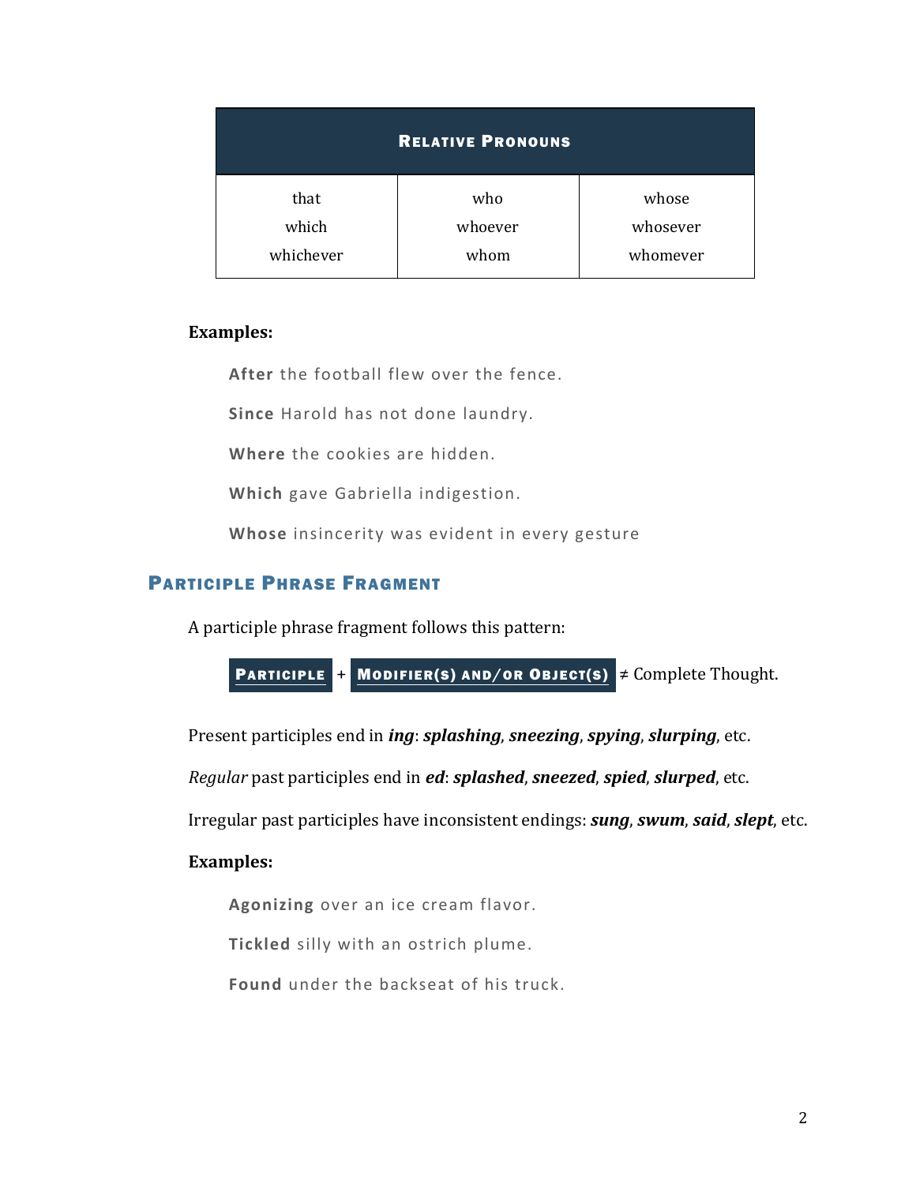| **Relative Pronouns** | | |
| --- | --- | --- |
| that<br>which<br>whichever | who<br>whoever<br>whom | whose<br>whosever<br>whomever |

**Examples:**

> **After** the football flew over the fence.
>
> **Since** Harold has not done laundry.
>
> **Where** the cookies are hidden.
>
> **Which** gave Gabriella indigestion.
>
> **Whose** insincerity was evident in every gesture

## Participle Phrase Fragment

A participle phrase fragment follows this pattern:

**Participle** + **Modifier(s) and/or Object(s)** ≠ Complete Thought.

Present participles end in ***ing***: ***splashing***, ***sneezing***, ***spying***, ***slurping***, etc.

*Regular* past participles end in ***ed***: ***splashed***, ***sneezed***, ***spied***, ***slurped***, etc.

Irregular past participles have inconsistent endings: ***sung***, ***swum***, ***said***, ***slept***, etc.

**Examples:**

> **Agonizing** over an ice cream flavor.
>
> **Tickled** silly with an ostrich plume.
>
> **Found** under the backseat of his truck.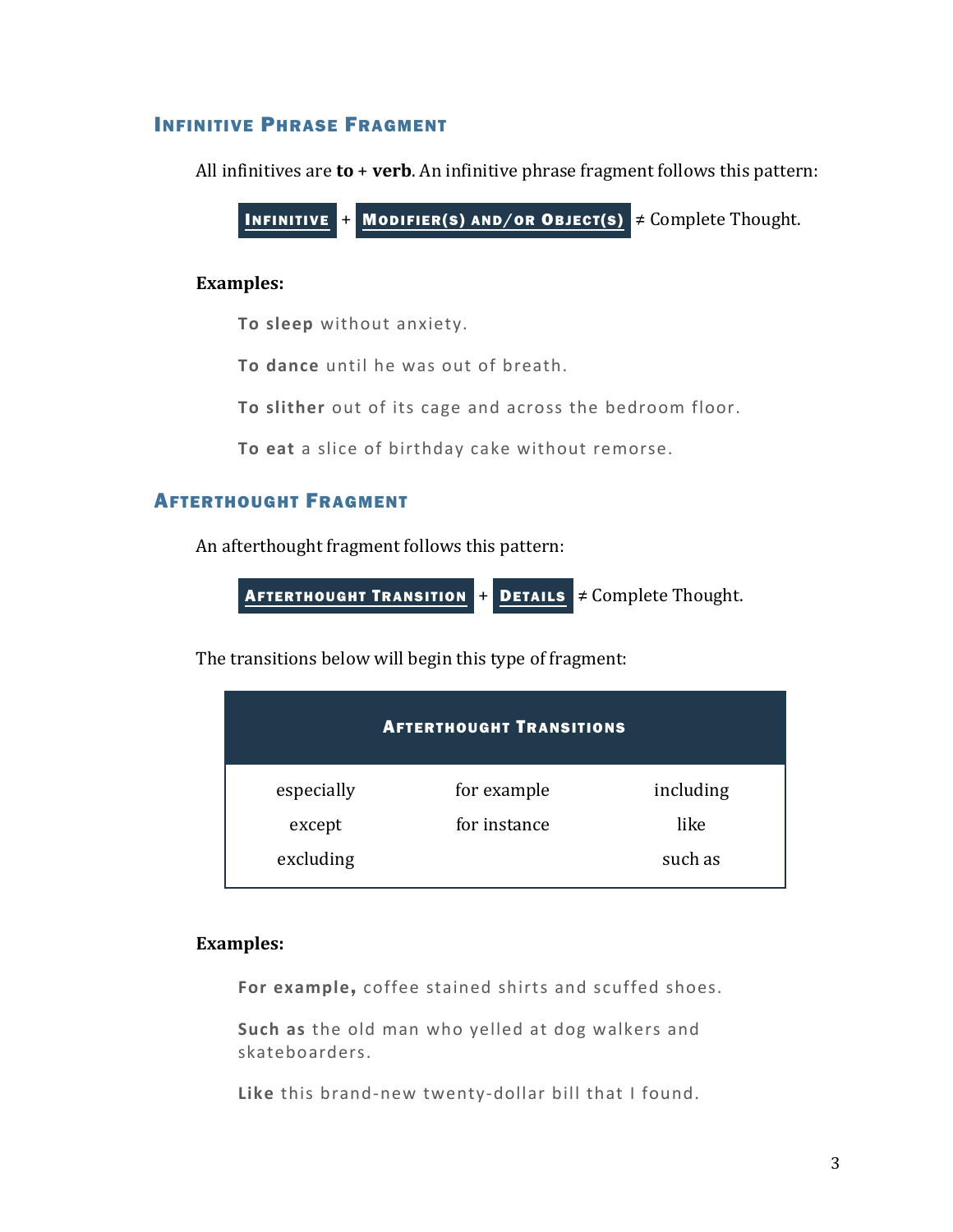## Infinitive Phrase Fragment

All infinitives are **to** + **verb**. An infinitive phrase fragment follows this pattern:

**Infinitive** + **Modifier(s) and/or Object(s)** ≠ Complete Thought.

**Examples:**

**To sleep** without anxiety.

**To dance** until he was out of breath.

**To slither** out of its cage and across the bedroom floor.

**To eat** a slice of birthday cake without remorse.

## Afterthought Fragment

An afterthought fragment follows this pattern:

**Afterthought Transition** + **Details** ≠ Complete Thought.

The transitions below will begin this type of fragment:

| Afterthought Transitions | | |
|---|---|---|
| especially | for example | including |
| except | for instance | like |
| excluding | | such as |

**Examples:**

**For example,** coffee stained shirts and scuffed shoes.

**Such as** the old man who yelled at dog walkers and skateboarders.

**Like** this brand-new twenty-dollar bill that I found.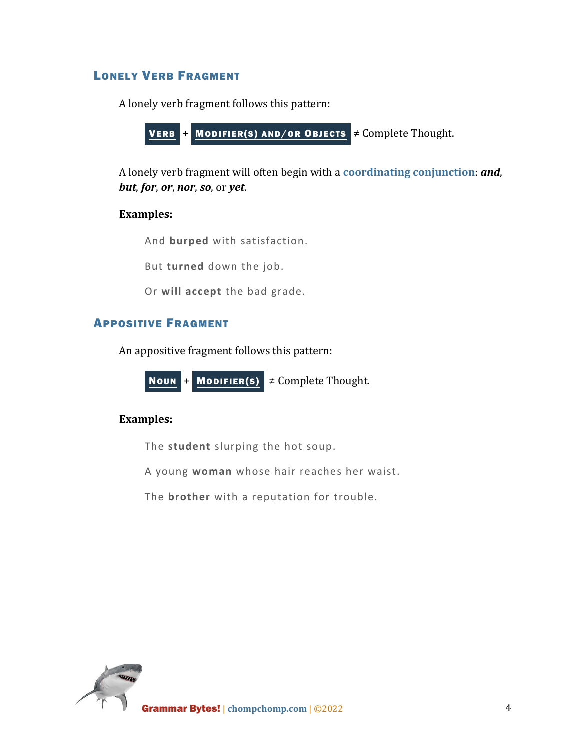## Lonely Verb Fragment

A lonely verb fragment follows this pattern:

**Verb** + **Modifier(s) and/or Objects** ≠ Complete Thought.

A lonely verb fragment will often begin with a coordinating conjunction: ***and***, ***but***, ***for***, ***or***, ***nor***, ***so***, or ***yet***.

**Examples:**

And **burped** with satisfaction.

But **turned** down the job.

Or **will accept** the bad grade.

## Appositive Fragment

An appositive fragment follows this pattern:

**Noun** + **Modifier(s)** ≠ Complete Thought.

**Examples:**

The **student** slurping the hot soup.

A young **woman** whose hair reaches her waist.

The **brother** with a reputation for trouble.